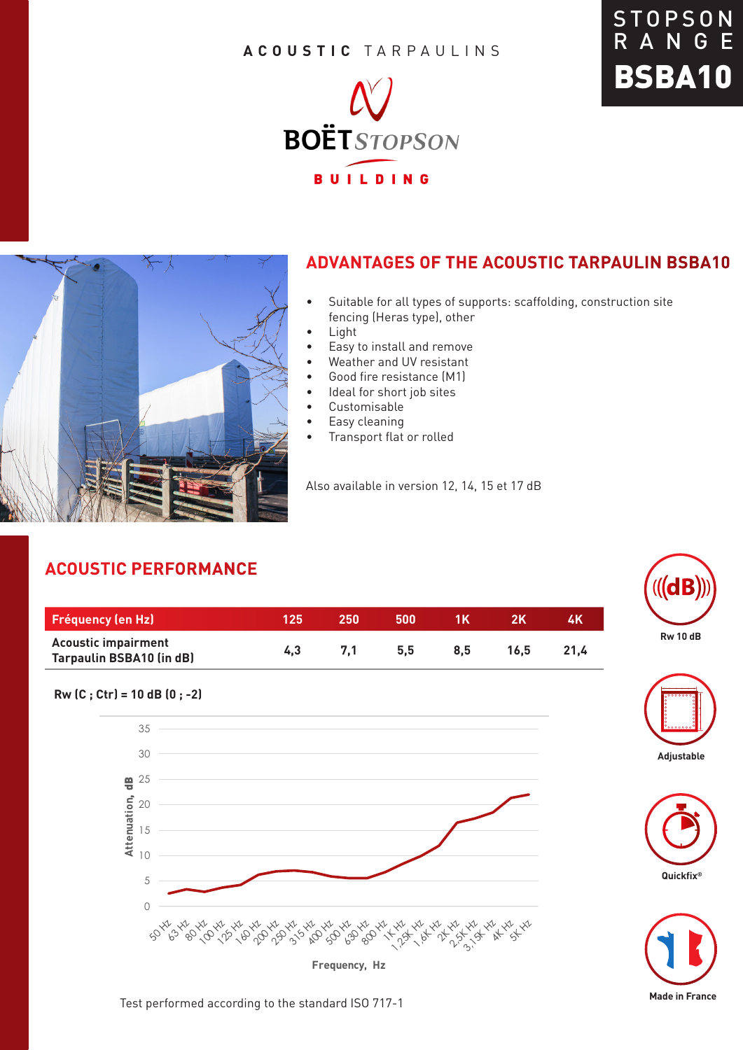STOPSON RANGE

# BSBA10

ACOUSTIC TARPAULINS

BOËT STOPSON

BUILDING

## ADVANTAGES OF THE ACOUSTIC TARPAULIN BSBA10

- Suitable for all types of supports: scaffolding, construction site fencing (Heras type), other
- Light
- Easy to install and remove
- Weather and UV resistant
- Good fire resistance (M1)
- Ideal for short job sites
- Customisable
- Easy cleaning
- Transport flat or rolled

Also available in version 12, 14, 15 et 17 dB

## ACOUSTIC PERFORMANCE

| Fréquency (en Hz) | 125 | 250 | 500 | 1K | 2K | 4K |
|---|---|---|---|---|---|---|
| Acoustic impairment Tarpaulin BSBA10 (in dB) | 4,3 | 7,1 | 5,5 | 8,5 | 16,5 | 21,4 |

**Rw (C ; Ctr) = 10 dB (0 ; -2)**

Test performed according to the standard ISO 717-1

Rw 10 dB

Adjustable

Quickfix®

Made in France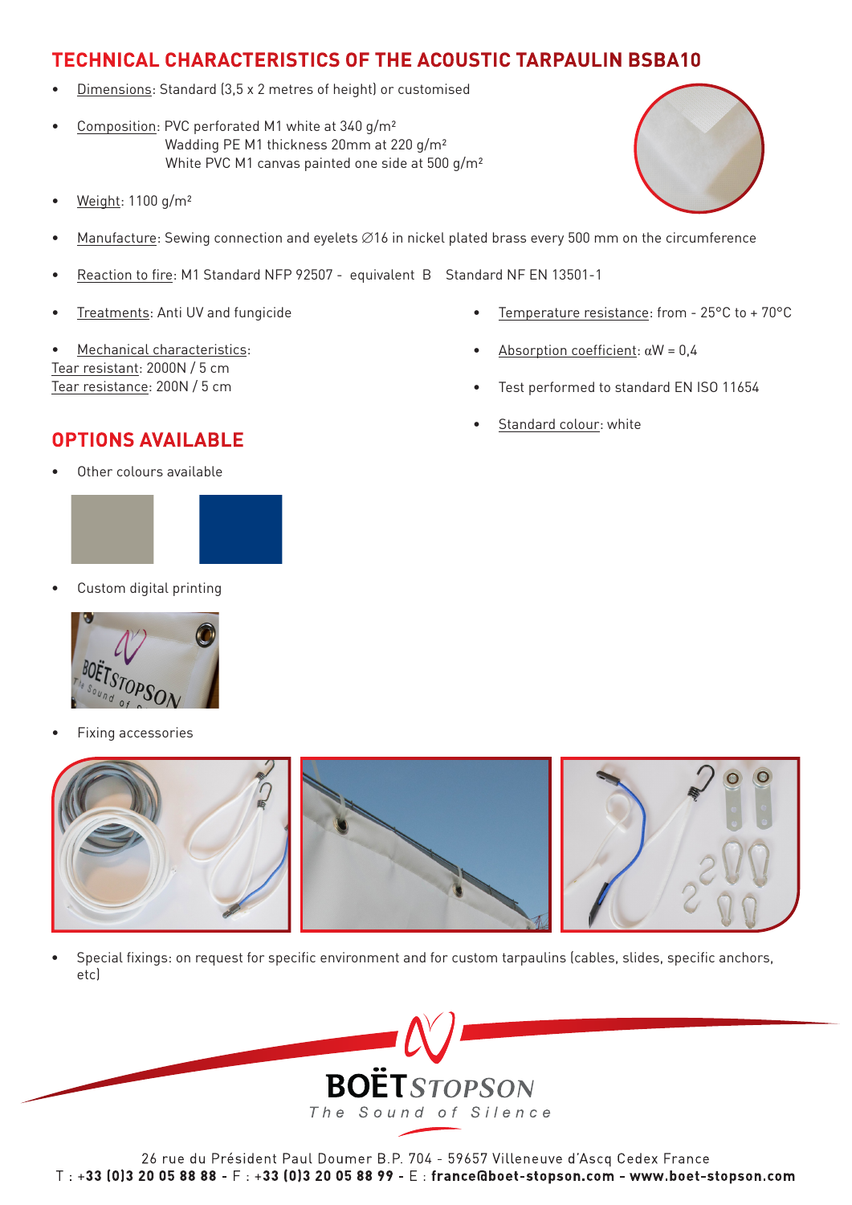## TECHNICAL CHARACTERISTICS OF THE ACOUSTIC TARPAULIN BSBA10

- Dimensions: Standard (3,5 x 2 metres of height) or customised
- Composition: PVC perforated M1 white at 340 g/m²
  Wadding PE M1 thickness 20mm at 220 g/m²
  White PVC M1 canvas painted one side at 500 g/m²
- Weight: 1100 g/m²
- Manufacture: Sewing connection and eyelets ∅16 in nickel plated brass every 500 mm on the circumference
- Reaction to fire: M1 Standard NFP 92507 - equivalent B Standard NF EN 13501-1
- Treatments: Anti UV and fungicide
- Mechanical characteristics:

Tear resistant: 2000N / 5 cm
Tear resistance: 200N / 5 cm

- Temperature resistance: from - 25°C to + 70°C
- Absorption coefficient: $\alpha W = 0{,}4$
- Test performed to standard EN ISO 11654
- Standard colour: white

## OPTIONS AVAILABLE

- Other colours available
- Custom digital printing
- Fixing accessories
- Special fixings: on request for specific environment and for custom tarpaulins (cables, slides, specific anchors, etc)

BOËT STOPSON
The Sound of Silence

26 rue du Président Paul Doumer B.P. 704 - 59657 Villeneuve d'Ascq Cedex France
T : **+33 (0)3 20 05 88 88** - F : **+33 (0)3 20 05 88 99** - E : **france@boet-stopson.com - www.boet-stopson.com**